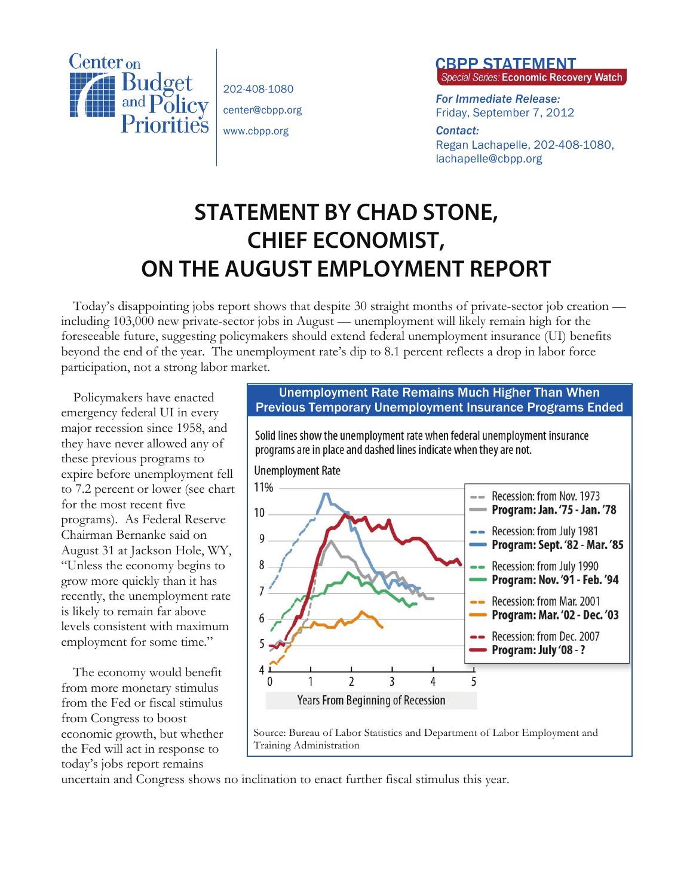Center on Budget and Policy Priorities

202-408-1080
center@cbpp.org
www.cbpp.org

**CBPP STATEMENT**
*Special Series:* **Economic Recovery Watch**

***For Immediate Release:***
*Friday, September 7, 2012*

***Contact:***
Regan Lachapelle, 202-408-1080, lachapelle@cbpp.org

# STATEMENT BY CHAD STONE, CHIEF ECONOMIST, ON THE AUGUST EMPLOYMENT REPORT

Today's disappointing jobs report shows that despite 30 straight months of private-sector job creation — including 103,000 new private-sector jobs in August — unemployment will likely remain high for the foreseeable future, suggesting policymakers should extend federal unemployment insurance (UI) benefits beyond the end of the year. The unemployment rate's dip to 8.1 percent reflects a drop in labor force participation, not a strong labor market.

Policymakers have enacted emergency federal UI in every major recession since 1958, and they have never allowed any of these previous programs to expire before unemployment fell to 7.2 percent or lower (see chart for the most recent five programs). As Federal Reserve Chairman Bernanke said on August 31 at Jackson Hole, WY, "Unless the economy begins to grow more quickly than it has recently, the unemployment rate is likely to remain far above levels consistent with maximum employment for some time."

**Unemployment Rate Remains Much Higher Than When Previous Temporary Unemployment Insurance Programs Ended**

Solid lines show the unemployment rate when federal unemployment insurance programs are in place and dashed lines indicate when they are not.

Unemployment Rate

- Recession: from Nov. 1973 — **Program: Jan. '75 - Jan. '78**
- Recession: from July 1981 — **Program: Sept. '82 - Mar. '85**
- Recession: from July 1990 — **Program: Nov. '91 - Feb. '94**
- Recession: from Mar. 2001 — **Program: Mar. '02 - Dec. '03**
- Recession: from Dec. 2007 — **Program: July '08 - ?**

Years From Beginning of Recession

Source: Bureau of Labor Statistics and Department of Labor Employment and Training Administration

The economy would benefit from more monetary stimulus from the Fed or fiscal stimulus from Congress to boost economic growth, but whether the Fed will act in response to today's jobs report remains uncertain and Congress shows no inclination to enact further fiscal stimulus this year.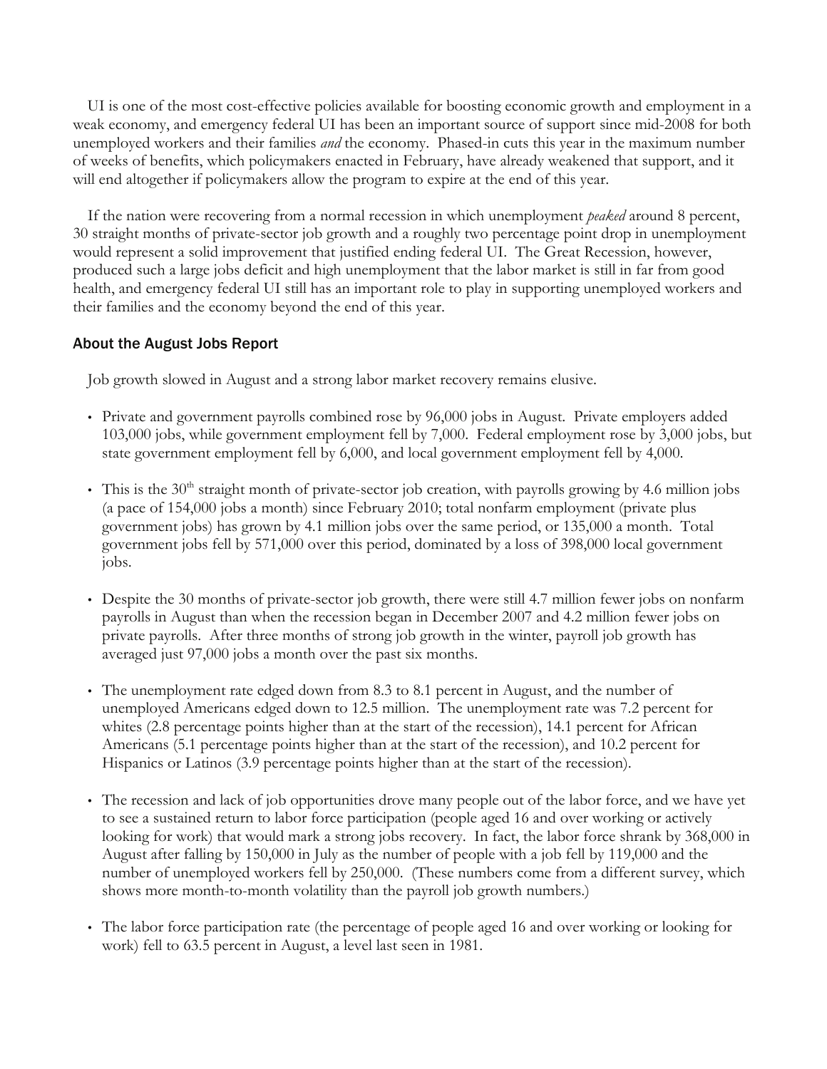UI is one of the most cost-effective policies available for boosting economic growth and employment in a weak economy, and emergency federal UI has been an important source of support since mid-2008 for both unemployed workers and their families *and* the economy. Phased-in cuts this year in the maximum number of weeks of benefits, which policymakers enacted in February, have already weakened that support, and it will end altogether if policymakers allow the program to expire at the end of this year.

If the nation were recovering from a normal recession in which unemployment *peaked* around 8 percent, 30 straight months of private-sector job growth and a roughly two percentage point drop in unemployment would represent a solid improvement that justified ending federal UI. The Great Recession, however, produced such a large jobs deficit and high unemployment that the labor market is still in far from good health, and emergency federal UI still has an important role to play in supporting unemployed workers and their families and the economy beyond the end of this year.

## About the August Jobs Report

Job growth slowed in August and a strong labor market recovery remains elusive.

- Private and government payrolls combined rose by 96,000 jobs in August. Private employers added 103,000 jobs, while government employment fell by 7,000. Federal employment rose by 3,000 jobs, but state government employment fell by 6,000, and local government employment fell by 4,000.
- This is the 30th straight month of private-sector job creation, with payrolls growing by 4.6 million jobs (a pace of 154,000 jobs a month) since February 2010; total nonfarm employment (private plus government jobs) has grown by 4.1 million jobs over the same period, or 135,000 a month. Total government jobs fell by 571,000 over this period, dominated by a loss of 398,000 local government jobs.
- Despite the 30 months of private-sector job growth, there were still 4.7 million fewer jobs on nonfarm payrolls in August than when the recession began in December 2007 and 4.2 million fewer jobs on private payrolls. After three months of strong job growth in the winter, payroll job growth has averaged just 97,000 jobs a month over the past six months.
- The unemployment rate edged down from 8.3 to 8.1 percent in August, and the number of unemployed Americans edged down to 12.5 million. The unemployment rate was 7.2 percent for whites (2.8 percentage points higher than at the start of the recession), 14.1 percent for African Americans (5.1 percentage points higher than at the start of the recession), and 10.2 percent for Hispanics or Latinos (3.9 percentage points higher than at the start of the recession).
- The recession and lack of job opportunities drove many people out of the labor force, and we have yet to see a sustained return to labor force participation (people aged 16 and over working or actively looking for work) that would mark a strong jobs recovery. In fact, the labor force shrank by 368,000 in August after falling by 150,000 in July as the number of people with a job fell by 119,000 and the number of unemployed workers fell by 250,000. (These numbers come from a different survey, which shows more month-to-month volatility than the payroll job growth numbers.)
- The labor force participation rate (the percentage of people aged 16 and over working or looking for work) fell to 63.5 percent in August, a level last seen in 1981.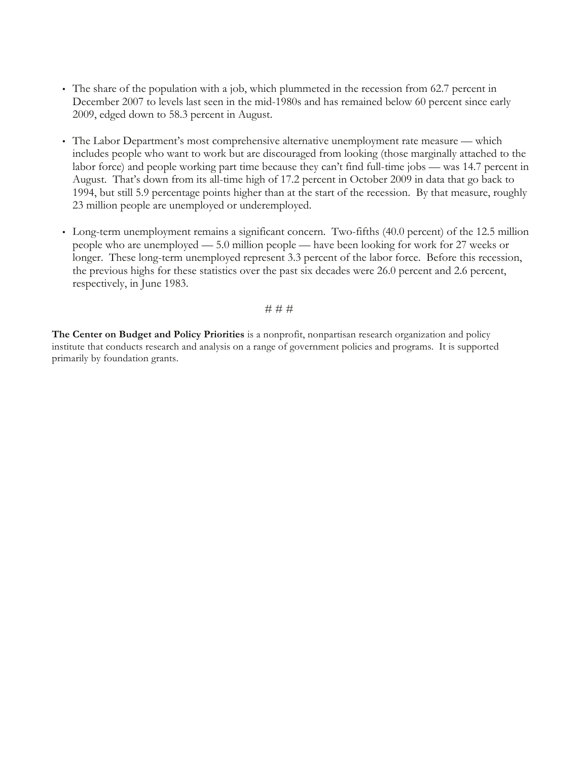- The share of the population with a job, which plummeted in the recession from 62.7 percent in December 2007 to levels last seen in the mid-1980s and has remained below 60 percent since early 2009, edged down to 58.3 percent in August.

- The Labor Department's most comprehensive alternative unemployment rate measure — which includes people who want to work but are discouraged from looking (those marginally attached to the labor force) and people working part time because they can't find full-time jobs — was 14.7 percent in August. That's down from its all-time high of 17.2 percent in October 2009 in data that go back to 1994, but still 5.9 percentage points higher than at the start of the recession. By that measure, roughly 23 million people are unemployed or underemployed.

- Long-term unemployment remains a significant concern. Two-fifths (40.0 percent) of the 12.5 million people who are unemployed — 5.0 million people — have been looking for work for 27 weeks or longer. These long-term unemployed represent 3.3 percent of the labor force. Before this recession, the previous highs for these statistics over the past six decades were 26.0 percent and 2.6 percent, respectively, in June 1983.

# # #

**The Center on Budget and Policy Priorities** is a nonprofit, nonpartisan research organization and policy institute that conducts research and analysis on a range of government policies and programs. It is supported primarily by foundation grants.